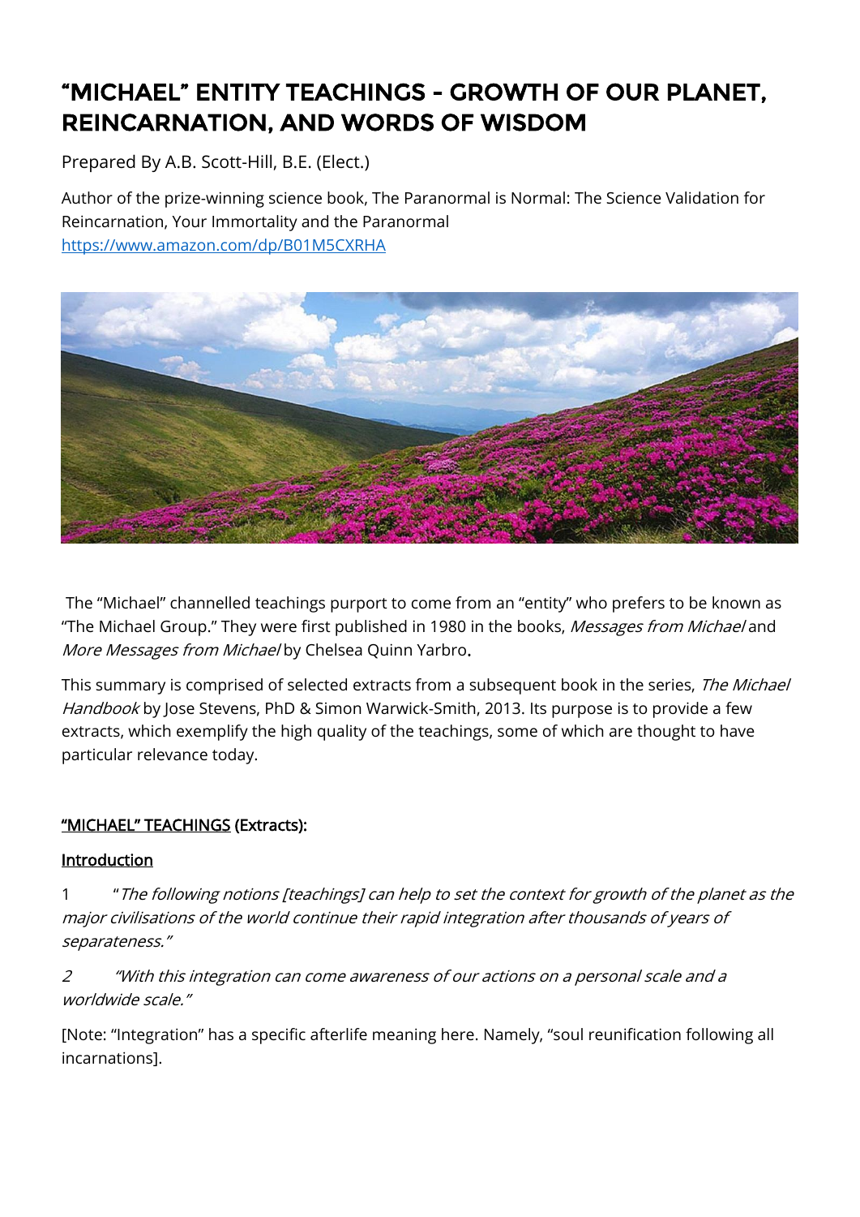# "MICHAEL" ENTITY TEACHINGS - GROWTH OF OUR PLANET, REINCARNATION, AND WORDS OF WISDOM

Prepared By A.B. Scott-Hill, B.E. (Elect.)

Author of the prize-winning science book, The Paranormal is Normal: The Science Validation for Reincarnation, Your Immortality and the Paranormal
https://www.amazon.com/dp/B01M5CXRHA

The "Michael" channelled teachings purport to come from an "entity" who prefers to be known as "The Michael Group." They were first published in 1980 in the books, *Messages from Michael* and *More Messages from Michael* by Chelsea Quinn Yarbro.

This summary is comprised of selected extracts from a subsequent book in the series, *The Michael Handbook* by Jose Stevens, PhD & Simon Warwick-Smith, 2013. Its purpose is to provide a few extracts, which exemplify the high quality of the teachings, some of which are thought to have particular relevance today.

**"MICHAEL" TEACHINGS (Extracts):**

**Introduction**

1 "*The following notions [teachings] can help to set the context for growth of the planet as the major civilisations of the world continue their rapid integration after thousands of years of separateness.*"

*2 "With this integration can come awareness of our actions on a personal scale and a worldwide scale."*

[Note: "Integration" has a specific afterlife meaning here. Namely, "soul reunification following all incarnations].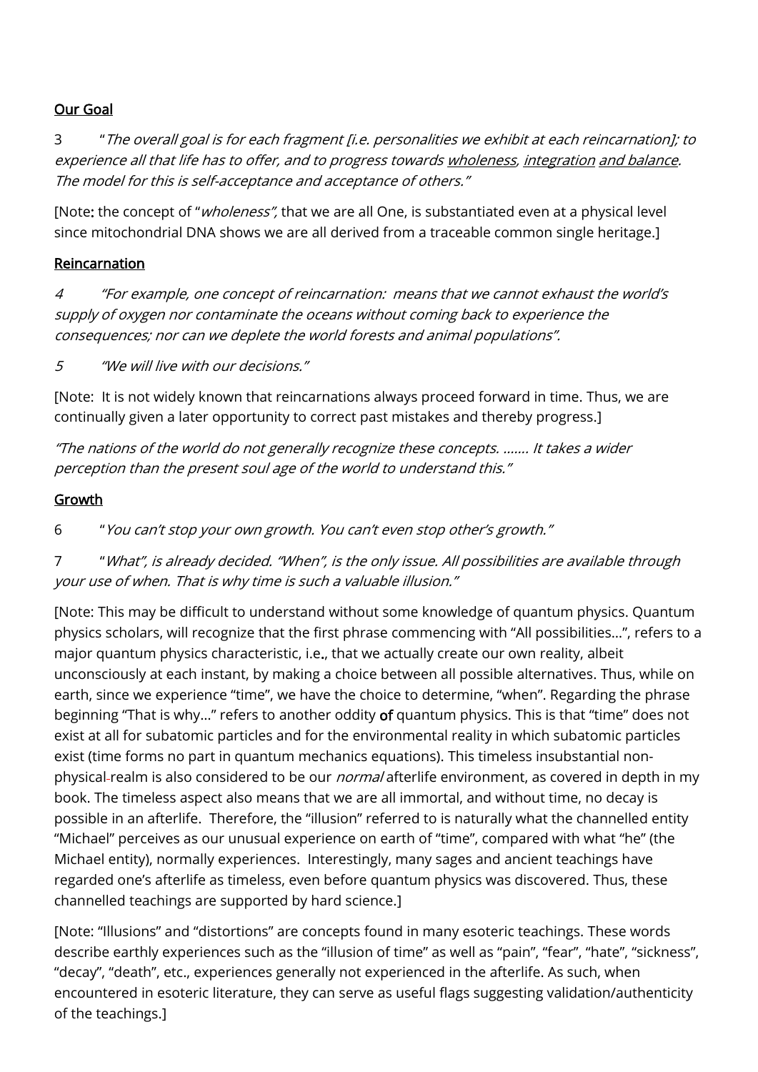<u>Our Goal</u>

3 "*The overall goal is for each fragment [i.e. personalities we exhibit at each reincarnation]; to experience all that life has to offer, and to progress towards <u>wholeness</u>, <u>integration</u> <u>and balance</u>. The model for this is self-acceptance and acceptance of others.*"

[Note: the concept of "*wholeness",* that we are all One, is substantiated even at a physical level since mitochondrial DNA shows we are all derived from a traceable common single heritage.]

<u>Reincarnation</u>

*4 "For example, one concept of reincarnation: means that we cannot exhaust the world's supply of oxygen nor contaminate the oceans without coming back to experience the consequences; nor can we deplete the world forests and animal populations".*

*5 "We will live with our decisions."*

[Note: It is not widely known that reincarnations always proceed forward in time. Thus, we are continually given a later opportunity to correct past mistakes and thereby progress.]

*"The nations of the world do not generally recognize these concepts. ……. It takes a wider perception than the present soul age of the world to understand this."*

<u>Growth</u>

6 "*You can't stop your own growth. You can't even stop other's growth.*"

7 "*What", is already decided. "When", is the only issue. All possibilities are available through your use of when. That is why time is such a valuable illusion.*"

[Note: This may be difficult to understand without some knowledge of quantum physics. Quantum physics scholars, will recognize that the first phrase commencing with "All possibilities…", refers to a major quantum physics characteristic, i.e., that we actually create our own reality, albeit unconsciously at each instant, by making a choice between all possible alternatives. Thus, while on earth, since we experience "time", we have the choice to determine, "when". Regarding the phrase beginning "That is why…" refers to another oddity **of** quantum physics. This is that "time" does not exist at all for subatomic particles and for the environmental reality in which subatomic particles exist (time forms no part in quantum mechanics equations). This timeless insubstantial non-physical realm is also considered to be our *normal* afterlife environment, as covered in depth in my book. The timeless aspect also means that we are all immortal, and without time, no decay is possible in an afterlife. Therefore, the "illusion" referred to is naturally what the channelled entity "Michael" perceives as our unusual experience on earth of "time", compared with what "he" (the Michael entity), normally experiences. Interestingly, many sages and ancient teachings have regarded one's afterlife as timeless, even before quantum physics was discovered. Thus, these channelled teachings are supported by hard science.]

[Note: "Illusions" and "distortions" are concepts found in many esoteric teachings. These words describe earthly experiences such as the "illusion of time" as well as "pain", "fear", "hate", "sickness", "decay", "death", etc., experiences generally not experienced in the afterlife. As such, when encountered in esoteric literature, they can serve as useful flags suggesting validation/authenticity of the teachings.]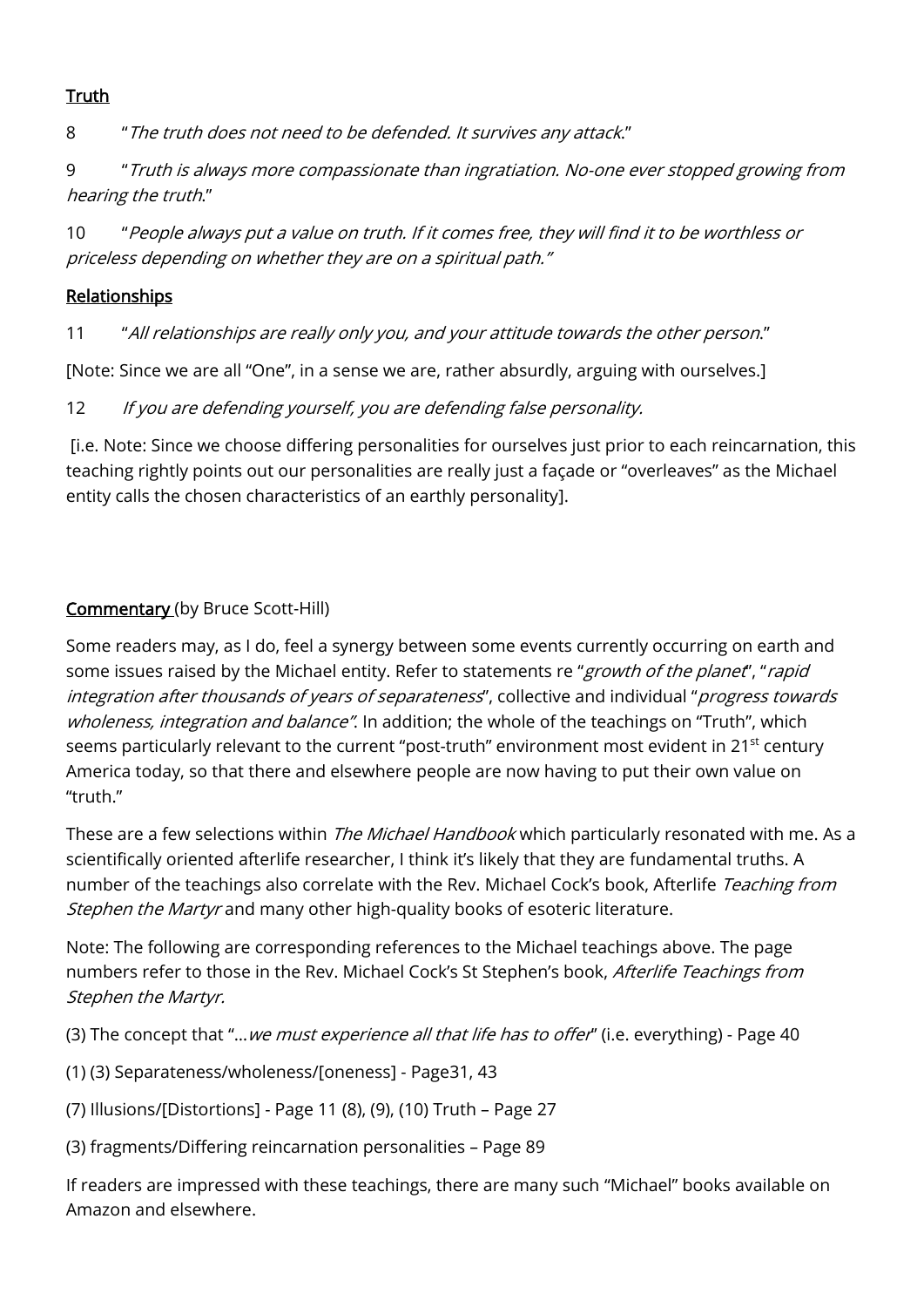<u>Truth</u>

8 "*The truth does not need to be defended. It survives any attack*."

9 "*Truth is always more compassionate than ingratiation. No-one ever stopped growing from hearing the truth*."

10 "*People always put a value on truth. If it comes free, they will find it to be worthless or priceless depending on whether they are on a spiritual path."*

<u>Relationships</u>

11 "*All relationships are really only you, and your attitude towards the other person*."

[Note: Since we are all "One", in a sense we are, rather absurdly, arguing with ourselves.]

12 *If you are defending yourself, you are defending false personality.*

[i.e. Note: Since we choose differing personalities for ourselves just prior to each reincarnation, this teaching rightly points out our personalities are really just a façade or "overleaves" as the Michael entity calls the chosen characteristics of an earthly personality].

<u>Commentary</u> (by Bruce Scott-Hill)

Some readers may, as I do, feel a synergy between some events currently occurring on earth and some issues raised by the Michael entity. Refer to statements re "*growth of the planet*", "*rapid integration after thousands of years of separateness*", collective and individual "*progress towards wholeness, integration and balance"*. In addition; the whole of the teachings on "Truth", which seems particularly relevant to the current "post-truth" environment most evident in 21st century America today, so that there and elsewhere people are now having to put their own value on "truth."

These are a few selections within *The Michael Handbook* which particularly resonated with me. As a scientifically oriented afterlife researcher, I think it's likely that they are fundamental truths. A number of the teachings also correlate with the Rev. Michael Cock's book, Afterlife *Teaching from Stephen the Martyr* and many other high-quality books of esoteric literature.

Note: The following are corresponding references to the Michael teachings above. The page numbers refer to those in the Rev. Michael Cock's St Stephen's book, *Afterlife Teachings from Stephen the Martyr.*

(3) The concept that "…*we must experience all that life has to offer*" (i.e. everything) - Page 40

(1) (3) Separateness/wholeness/[oneness] - Page31, 43

(7) Illusions/[Distortions] - Page 11 (8), (9), (10) Truth – Page 27

(3) fragments/Differing reincarnation personalities – Page 89

If readers are impressed with these teachings, there are many such "Michael" books available on Amazon and elsewhere.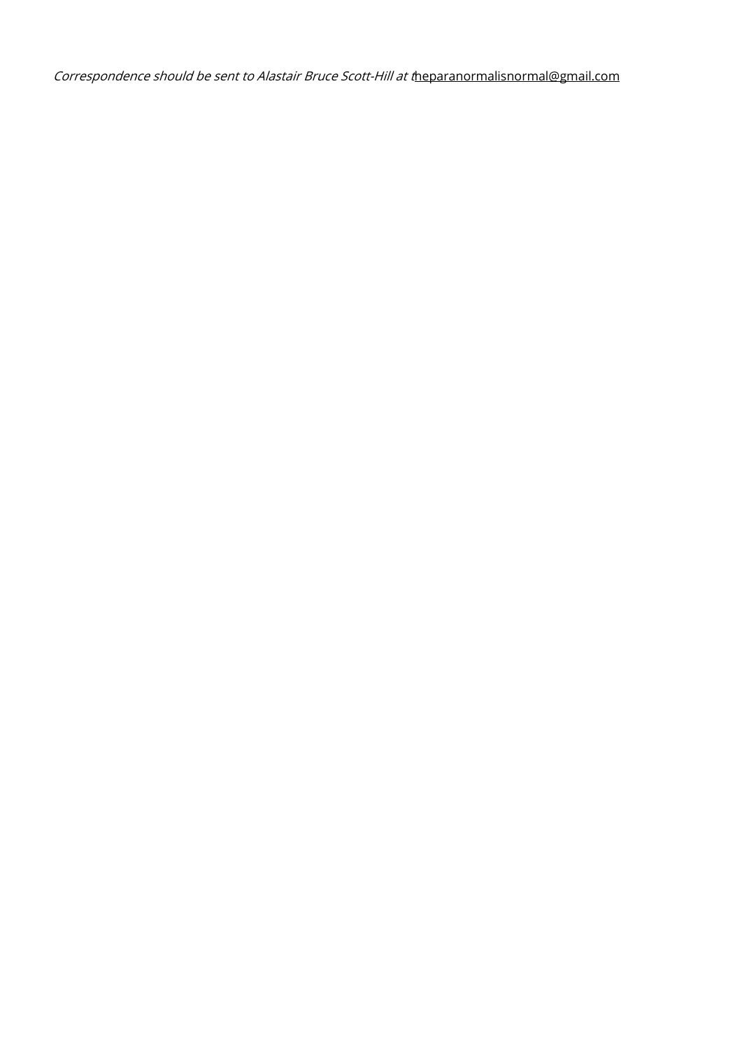*Correspondence should be sent to Alastair Bruce Scott-Hill at t*heparanormalisnormal@gmail.com